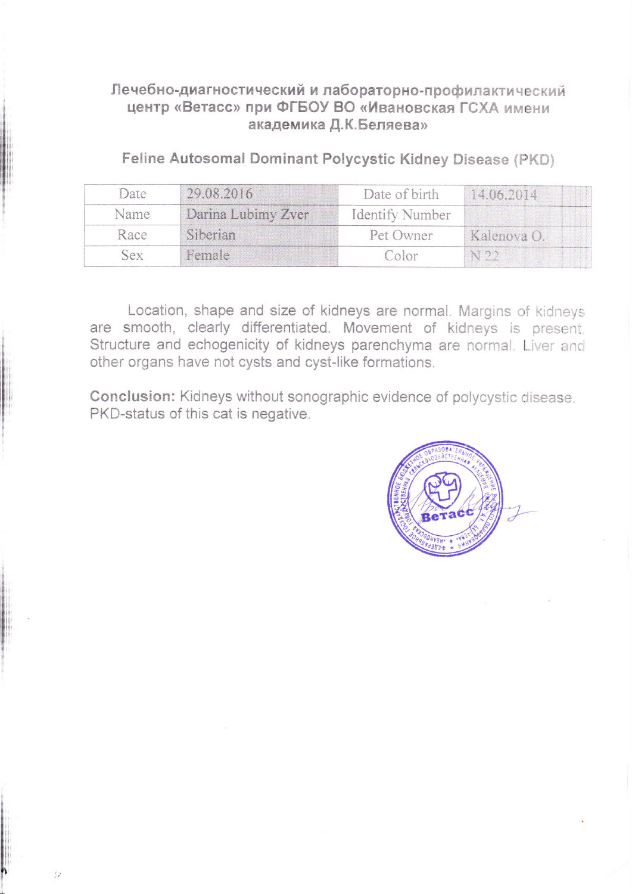**Лечебно-диагностический и лабораторно-профилактический центр «Ветасс» при ФГБОУ ВО «Ивановская ГСХА имени академика Д.К.Беляева»**

## Feline Autosomal Dominant Polycystic Kidney Disease (PKD)

| Date | 29.08.2016 | Date of birth | 14.06.2014 |
|---|---|---|---|
| Name | Darina Lubimy Zver | Identify Number | |
| Race | Siberian | Pet Owner | Kalenova O. |
| Sex | Female | Color | N 22 |

Location, shape and size of kidneys are normal. Margins of kidneys are smooth, clearly differentiated. Movement of kidneys is present. Structure and echogenicity of kidneys parenchyma are normal. Liver and other organs have not cysts and cyst-like formations.

**Conclusion:** Kidneys without sonographic evidence of polycystic disease. PKD-status of this cat is negative.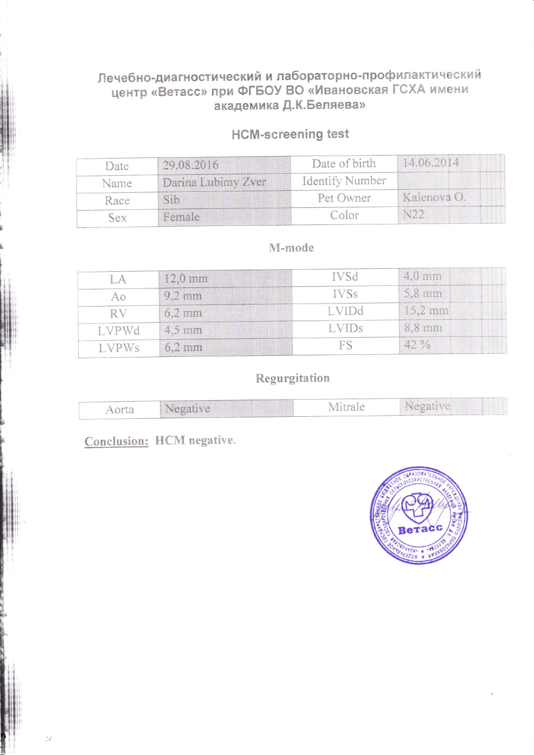## Лечебно-диагностический и лабораторно-профилактический центр «Ветасс» при ФГБОУ ВО «Ивановская ГСХА имени академика Д.К.Беляева»

### HCM-screening test

| | | | |
|---|---|---|---|
| Date | 29.08.2016 | Date of birth | 14.06.2014 |
| Name | Darina Lubimy Zver | Identify Number | |
| Race | Sib | Pet Owner | Kalenova O. |
| Sex | Female | Color | N22 |

### M-mode

| | | | |
|---|---|---|---|
| LA | 12,0 mm | IVSd | 4,0 mm |
| Ao | 9,2 mm | IVSs | 5,8 mm |
| RV | 6,2 mm | LVIDd | 15,2 mm |
| LVPWd | 4,5 mm | LVIDs | 8,8 mm |
| LVPWs | 6,2 mm | FS | 42 % |

### Regurgitation

| | | | |
|---|---|---|---|
| Aorta | Negative | Mitrale | Negative |

**Conclusion:** HCM negative.